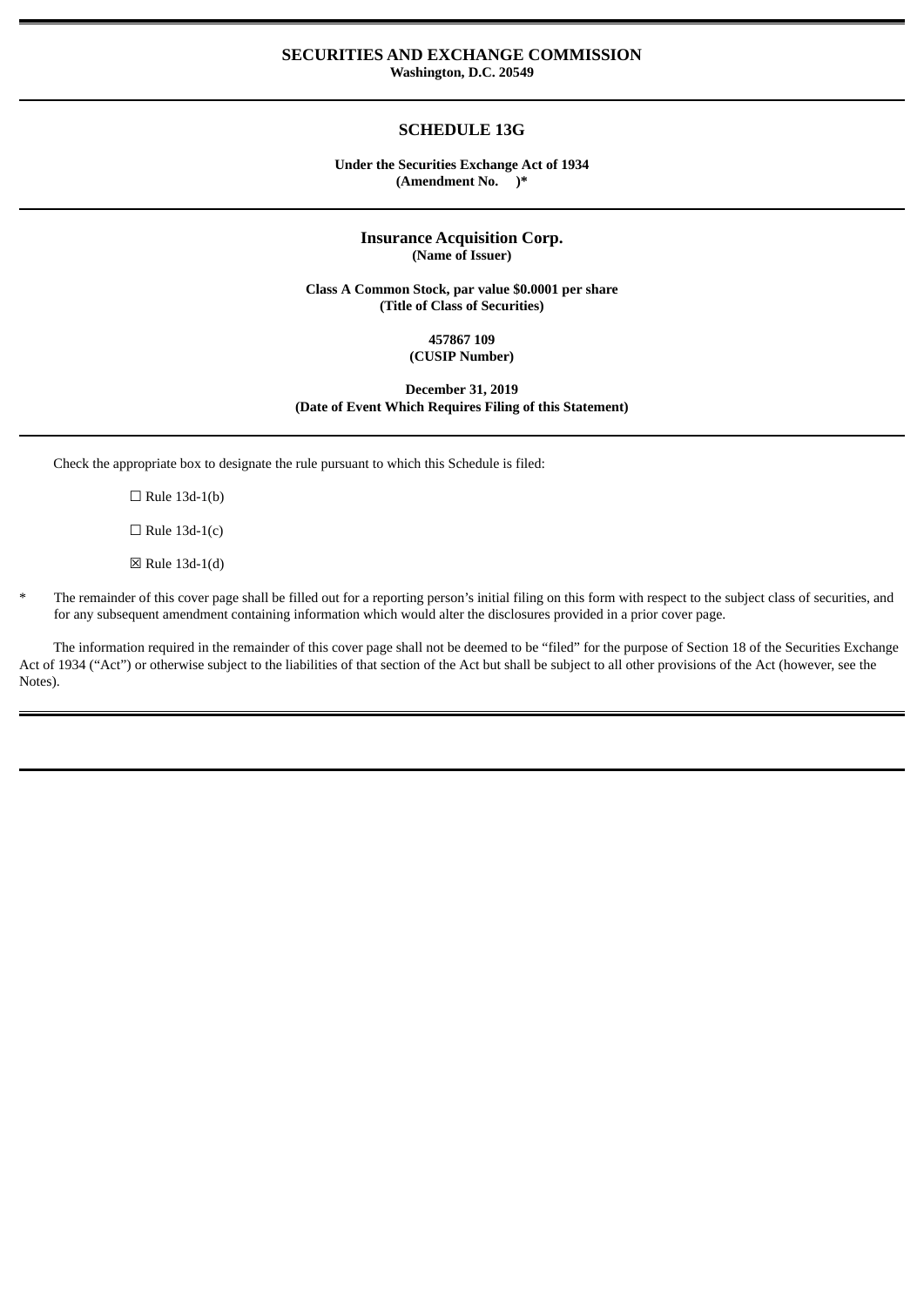**SECURITIES AND EXCHANGE COMMISSION**
**Washington, D.C. 20549**

# SCHEDULE 13G

**Under the Securities Exchange Act of 1934**
**(Amendment No. )***

**Insurance Acquisition Corp.**
**(Name of Issuer)**

**Class A Common Stock, par value $0.0001 per share**
**(Title of Class of Securities)**

**457867 109**
**(CUSIP Number)**

**December 31, 2019**
**(Date of Event Which Requires Filing of this Statement)**

Check the appropriate box to designate the rule pursuant to which this Schedule is filed:

☐ Rule 13d-1(b)

☐ Rule 13d-1(c)

☒ Rule 13d-1(d)

\* The remainder of this cover page shall be filled out for a reporting person's initial filing on this form with respect to the subject class of securities, and for any subsequent amendment containing information which would alter the disclosures provided in a prior cover page.

The information required in the remainder of this cover page shall not be deemed to be "filed" for the purpose of Section 18 of the Securities Exchange Act of 1934 ("Act") or otherwise subject to the liabilities of that section of the Act but shall be subject to all other provisions of the Act (however, see the Notes).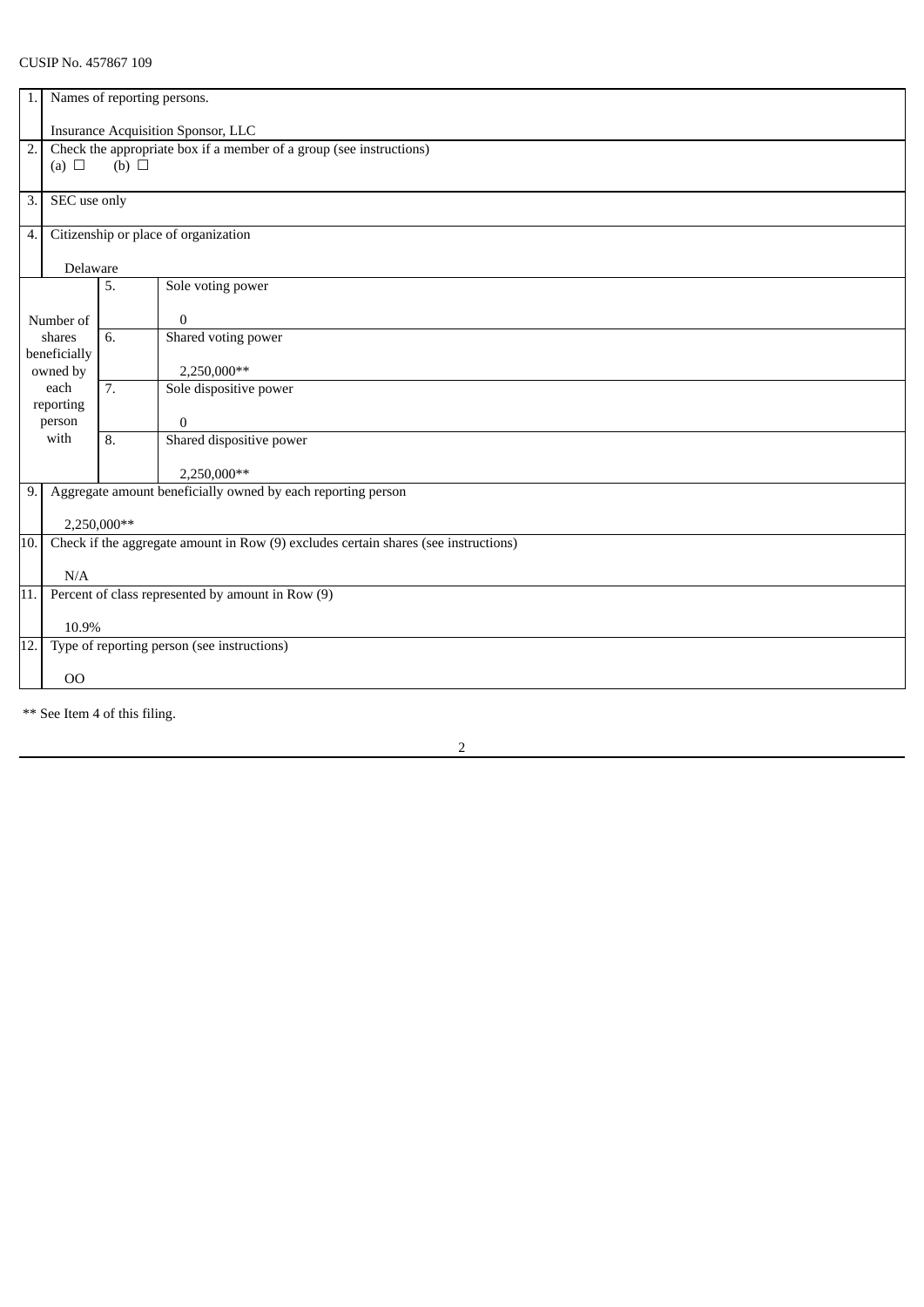CUSIP No. 457867 109

| | | | |
|---|---|---|---|
| 1. | Names of reporting persons.<br><br>Insurance Acquisition Sponsor, LLC | | |
| 2. | Check the appropriate box if a member of a group (see instructions)<br>(a) ☐ (b) ☐ | | |
| 3. | SEC use only | | |
| 4. | Citizenship or place of organization<br><br>Delaware | | |
| Number of shares beneficially owned by each reporting person with | 5. | Sole voting power<br><br>0 | |
| | 6. | Shared voting power<br><br>2,250,000** | |
| | 7. | Sole dispositive power<br><br>0 | |
| | 8. | Shared dispositive power<br><br>2,250,000** | |
| 9. | Aggregate amount beneficially owned by each reporting person<br><br>2,250,000** | | |
| 10. | Check if the aggregate amount in Row (9) excludes certain shares (see instructions)<br><br>N/A | | |
| 11. | Percent of class represented by amount in Row (9)<br><br>10.9% | | |
| 12. | Type of reporting person (see instructions)<br><br>OO | | |

** See Item 4 of this filing.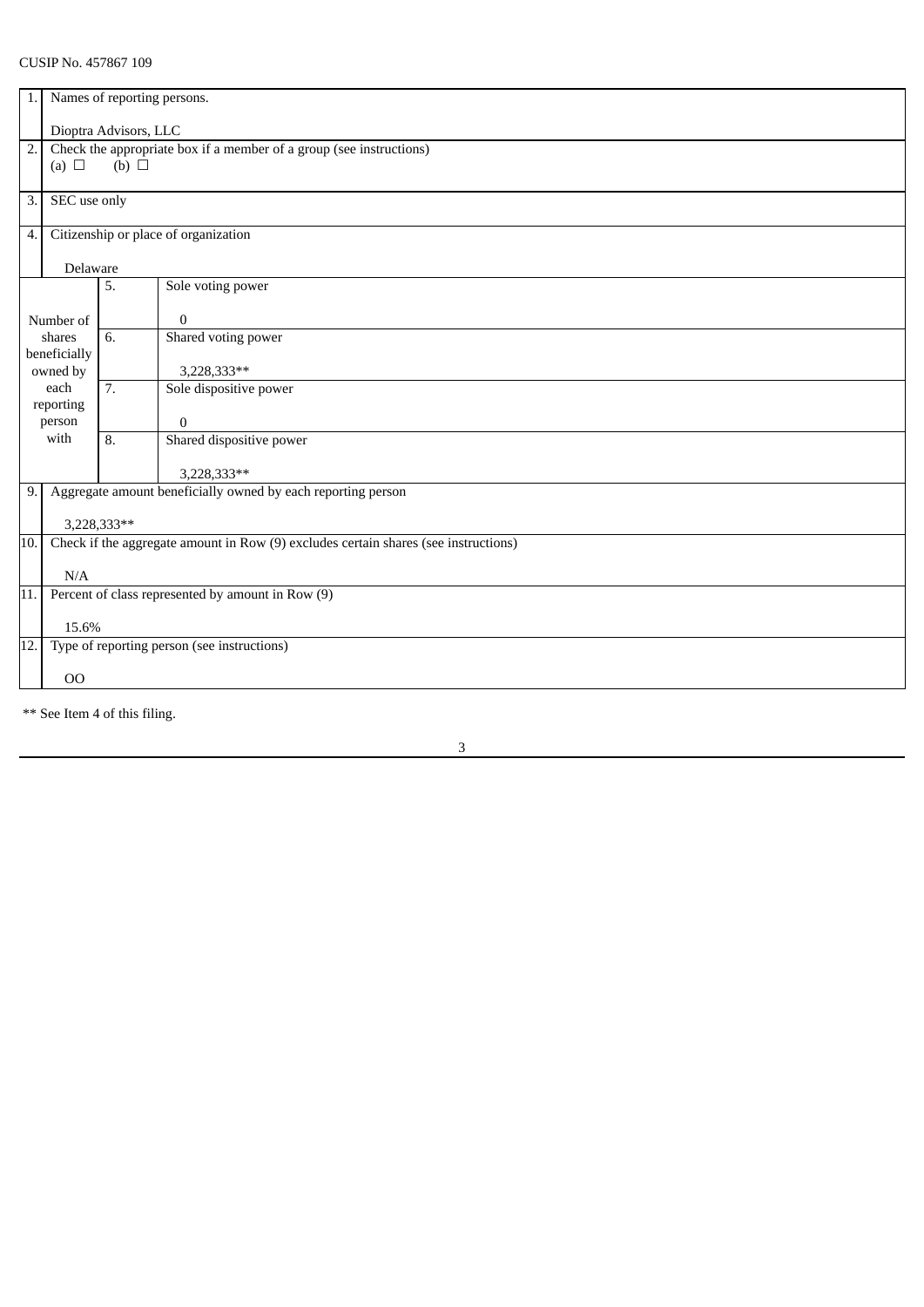CUSIP No. 457867 109

| 1. | Names of reporting persons.<br><br>Dioptra Advisors, LLC | | |
|---|---|---|---|
| 2. | Check the appropriate box if a member of a group (see instructions)<br>(a) ☐ (b) ☐ | | |
| 3. | SEC use only | | |
| 4. | Citizenship or place of organization<br><br>Delaware | | |
| Number of shares beneficially owned by each reporting person with | | 5. | Sole voting power<br><br>0 |
| | | 6. | Shared voting power<br><br>3,228,333** |
| | | 7. | Sole dispositive power<br><br>0 |
| | | 8. | Shared dispositive power<br><br>3,228,333** |
| 9. | Aggregate amount beneficially owned by each reporting person<br><br>3,228,333** | | |
| 10. | Check if the aggregate amount in Row (9) excludes certain shares (see instructions)<br><br>N/A | | |
| 11. | Percent of class represented by amount in Row (9)<br><br>15.6% | | |
| 12. | Type of reporting person (see instructions)<br><br>OO | | |

** See Item 4 of this filing.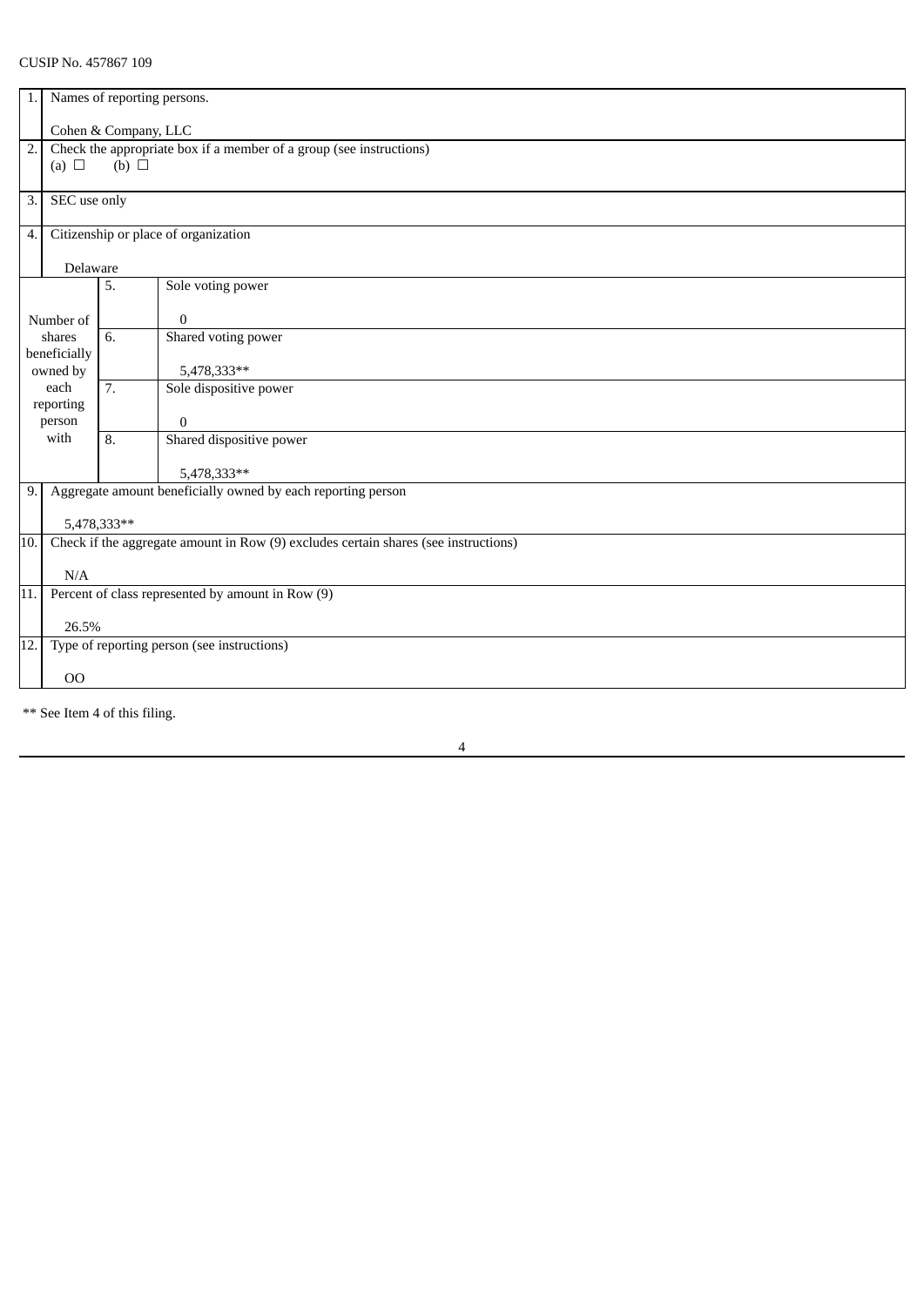CUSIP No. 457867 109

| | | | |
|---|---|---|---|
| 1. | Names of reporting persons.<br><br>Cohen & Company, LLC | | |
| 2. | Check the appropriate box if a member of a group (see instructions)<br>(a) ☐ (b) ☐ | | |
| 3. | SEC use only | | |
| 4. | Citizenship or place of organization<br><br>Delaware | | |
| Number of shares beneficially owned by each reporting person with | | 5. | Sole voting power<br><br>0 |
| | | 6. | Shared voting power<br><br>5,478,333** |
| | | 7. | Sole dispositive power<br><br>0 |
| | | 8. | Shared dispositive power<br><br>5,478,333** |
| 9. | Aggregate amount beneficially owned by each reporting person<br><br>5,478,333** | | |
| 10. | Check if the aggregate amount in Row (9) excludes certain shares (see instructions)<br><br>N/A | | |
| 11. | Percent of class represented by amount in Row (9)<br><br>26.5% | | |
| 12. | Type of reporting person (see instructions)<br><br>OO | | |

** See Item 4 of this filing.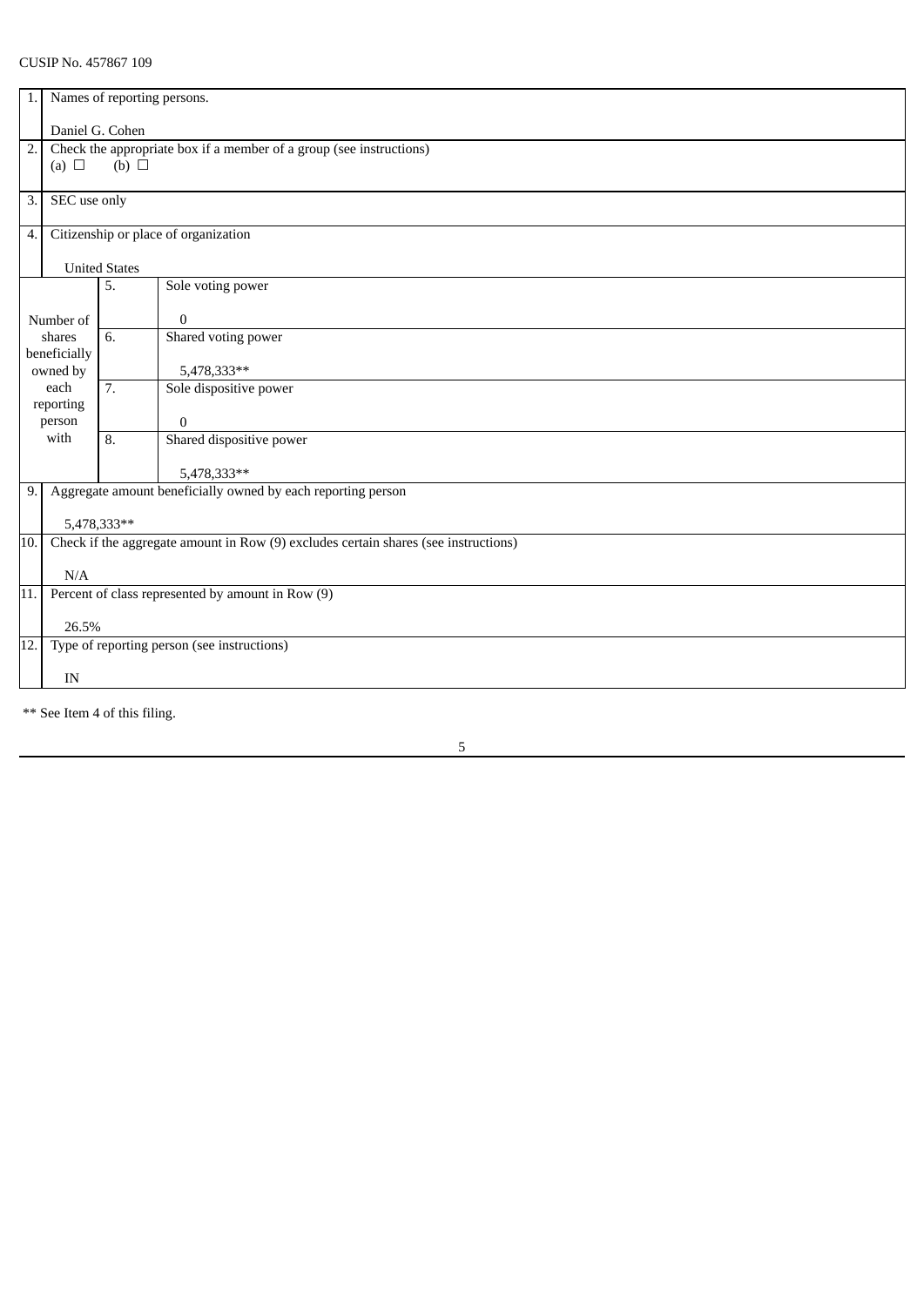CUSIP No. 457867 109

| | | | |
|---|---|---|---|
| 1. | Names of reporting persons.<br><br>Daniel G. Cohen | | |
| 2. | Check the appropriate box if a member of a group (see instructions)<br>(a) ☐ (b) ☐ | | |
| 3. | SEC use only | | |
| 4. | Citizenship or place of organization<br><br>United States | | |
| Number of shares beneficially owned by each reporting person with | 5. | Sole voting power<br><br>0 | |
| | 6. | Shared voting power<br><br>5,478,333** | |
| | 7. | Sole dispositive power<br><br>0 | |
| | 8. | Shared dispositive power<br><br>5,478,333** | |
| 9. | Aggregate amount beneficially owned by each reporting person<br><br>5,478,333** | | |
| 10. | Check if the aggregate amount in Row (9) excludes certain shares (see instructions)<br><br>N/A | | |
| 11. | Percent of class represented by amount in Row (9)<br><br>26.5% | | |
| 12. | Type of reporting person (see instructions)<br><br>IN | | |

** See Item 4 of this filing.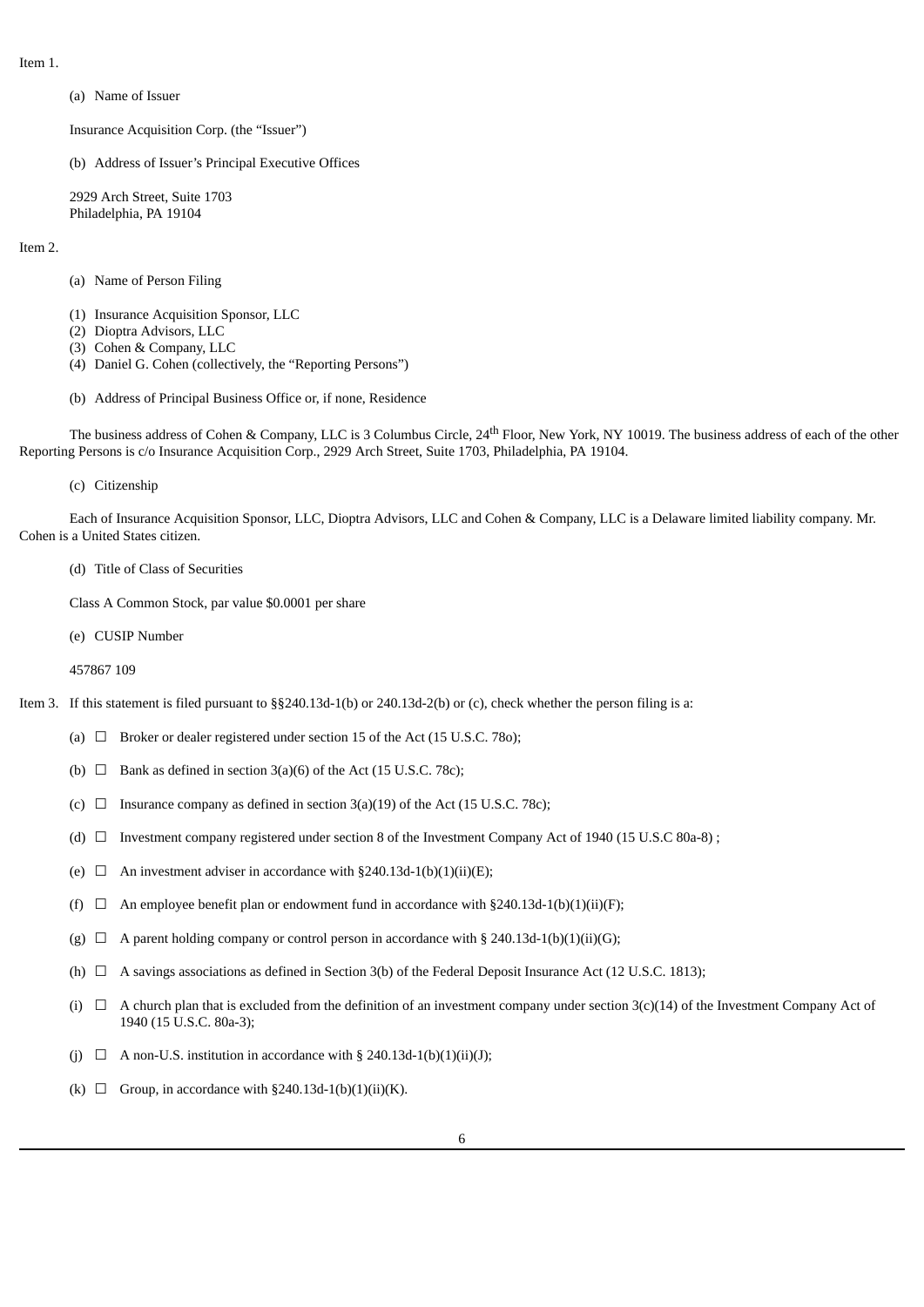Item 1.

(a) Name of Issuer

Insurance Acquisition Corp. (the "Issuer")

(b) Address of Issuer's Principal Executive Offices

2929 Arch Street, Suite 1703
Philadelphia, PA 19104

Item 2.

(a) Name of Person Filing

(1) Insurance Acquisition Sponsor, LLC
(2) Dioptra Advisors, LLC
(3) Cohen & Company, LLC
(4) Daniel G. Cohen (collectively, the "Reporting Persons")

(b) Address of Principal Business Office or, if none, Residence

The business address of Cohen & Company, LLC is 3 Columbus Circle, 24th Floor, New York, NY 10019. The business address of each of the other Reporting Persons is c/o Insurance Acquisition Corp., 2929 Arch Street, Suite 1703, Philadelphia, PA 19104.

(c) Citizenship

Each of Insurance Acquisition Sponsor, LLC, Dioptra Advisors, LLC and Cohen & Company, LLC is a Delaware limited liability company. Mr. Cohen is a United States citizen.

(d) Title of Class of Securities

Class A Common Stock, par value $0.0001 per share

(e) CUSIP Number

457867 109

Item 3. If this statement is filed pursuant to §§240.13d-1(b) or 240.13d-2(b) or (c), check whether the person filing is a:

(a) ☐ Broker or dealer registered under section 15 of the Act (15 U.S.C. 78o);

(b) ☐ Bank as defined in section 3(a)(6) of the Act (15 U.S.C. 78c);

(c) ☐ Insurance company as defined in section 3(a)(19) of the Act (15 U.S.C. 78c);

(d) ☐ Investment company registered under section 8 of the Investment Company Act of 1940 (15 U.S.C 80a-8) ;

(e) ☐ An investment adviser in accordance with §240.13d-1(b)(1)(ii)(E);

(f) ☐ An employee benefit plan or endowment fund in accordance with §240.13d-1(b)(1)(ii)(F);

(g) ☐ A parent holding company or control person in accordance with § 240.13d-1(b)(1)(ii)(G);

(h) ☐ A savings associations as defined in Section 3(b) of the Federal Deposit Insurance Act (12 U.S.C. 1813);

(i) ☐ A church plan that is excluded from the definition of an investment company under section 3(c)(14) of the Investment Company Act of 1940 (15 U.S.C. 80a-3);

(j) ☐ A non-U.S. institution in accordance with § 240.13d-1(b)(1)(ii)(J);

(k) ☐ Group, in accordance with §240.13d-1(b)(1)(ii)(K).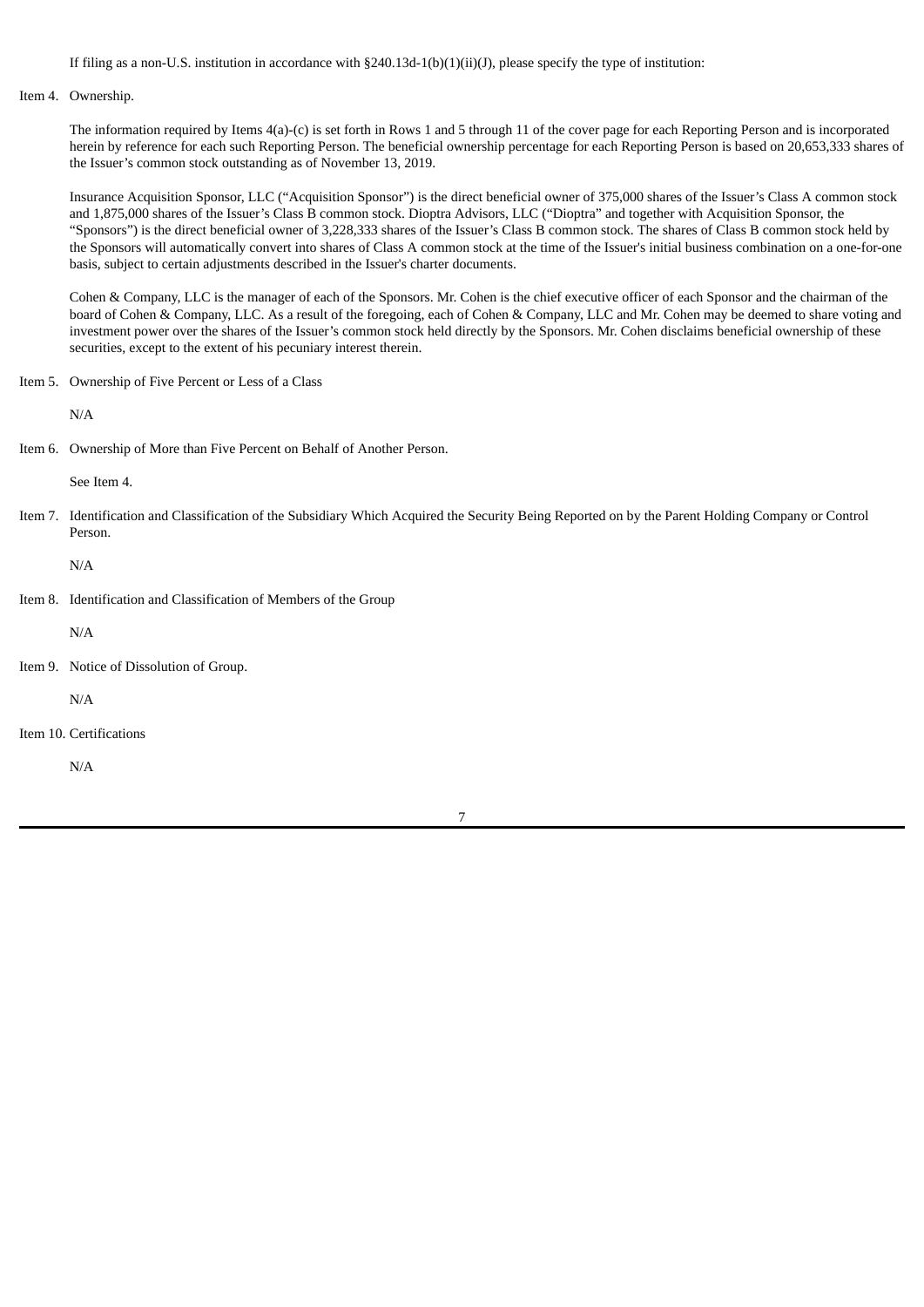If filing as a non-U.S. institution in accordance with §240.13d-1(b)(1)(ii)(J), please specify the type of institution:

Item 4. Ownership.

The information required by Items 4(a)-(c) is set forth in Rows 1 and 5 through 11 of the cover page for each Reporting Person and is incorporated herein by reference for each such Reporting Person. The beneficial ownership percentage for each Reporting Person is based on 20,653,333 shares of the Issuer's common stock outstanding as of November 13, 2019.

Insurance Acquisition Sponsor, LLC ("Acquisition Sponsor") is the direct beneficial owner of 375,000 shares of the Issuer's Class A common stock and 1,875,000 shares of the Issuer's Class B common stock. Dioptra Advisors, LLC ("Dioptra" and together with Acquisition Sponsor, the "Sponsors") is the direct beneficial owner of 3,228,333 shares of the Issuer's Class B common stock. The shares of Class B common stock held by the Sponsors will automatically convert into shares of Class A common stock at the time of the Issuer's initial business combination on a one-for-one basis, subject to certain adjustments described in the Issuer's charter documents.

Cohen & Company, LLC is the manager of each of the Sponsors. Mr. Cohen is the chief executive officer of each Sponsor and the chairman of the board of Cohen & Company, LLC. As a result of the foregoing, each of Cohen & Company, LLC and Mr. Cohen may be deemed to share voting and investment power over the shares of the Issuer's common stock held directly by the Sponsors. Mr. Cohen disclaims beneficial ownership of these securities, except to the extent of his pecuniary interest therein.

Item 5. Ownership of Five Percent or Less of a Class

N/A

Item 6. Ownership of More than Five Percent on Behalf of Another Person.

See Item 4.

Item 7. Identification and Classification of the Subsidiary Which Acquired the Security Being Reported on by the Parent Holding Company or Control Person.

N/A

Item 8. Identification and Classification of Members of the Group

N/A

Item 9. Notice of Dissolution of Group.

N/A

Item 10. Certifications

N/A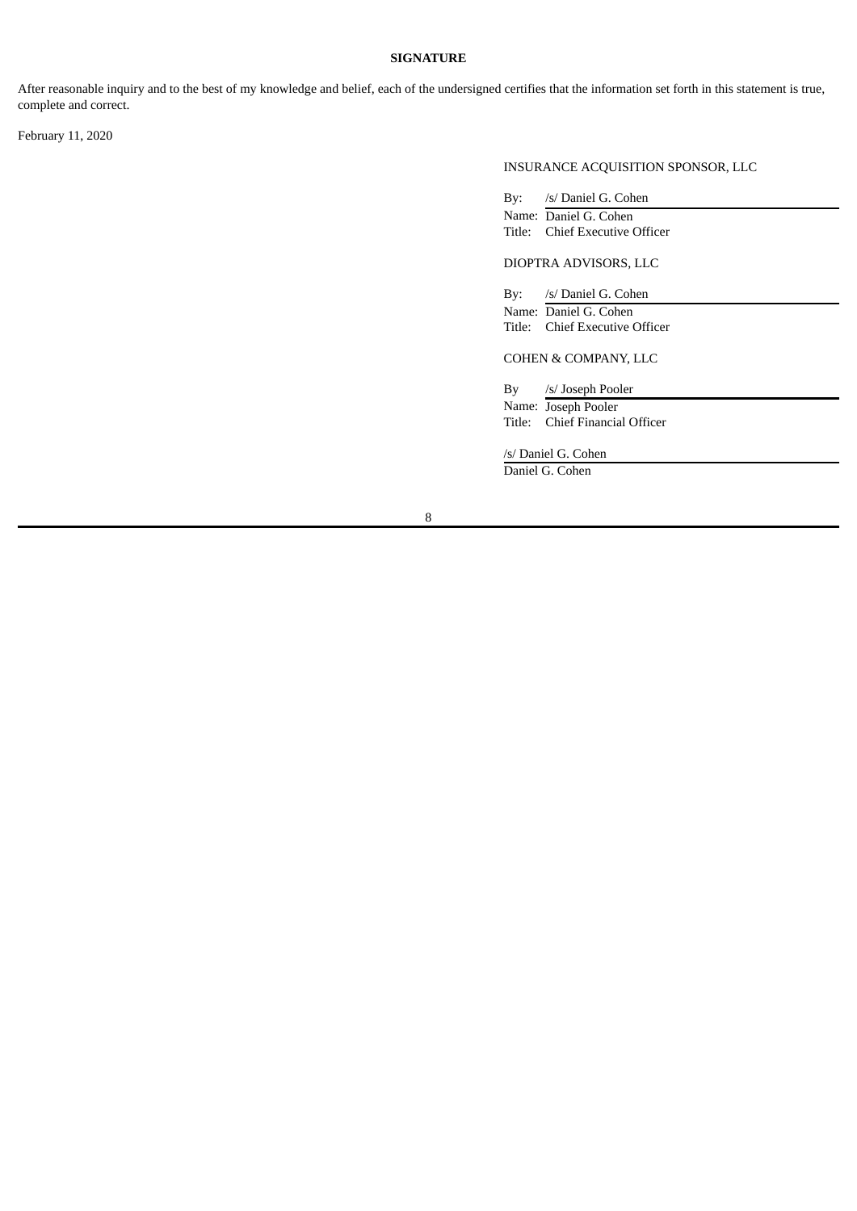**SIGNATURE**

After reasonable inquiry and to the best of my knowledge and belief, each of the undersigned certifies that the information set forth in this statement is true, complete and correct.

February 11, 2020

INSURANCE ACQUISITION SPONSOR, LLC

By: /s/ Daniel G. Cohen
Name: Daniel G. Cohen
Title: Chief Executive Officer

DIOPTRA ADVISORS, LLC

By: /s/ Daniel G. Cohen
Name: Daniel G. Cohen
Title: Chief Executive Officer

COHEN & COMPANY, LLC

By /s/ Joseph Pooler
Name: Joseph Pooler
Title: Chief Financial Officer

/s/ Daniel G. Cohen
Daniel G. Cohen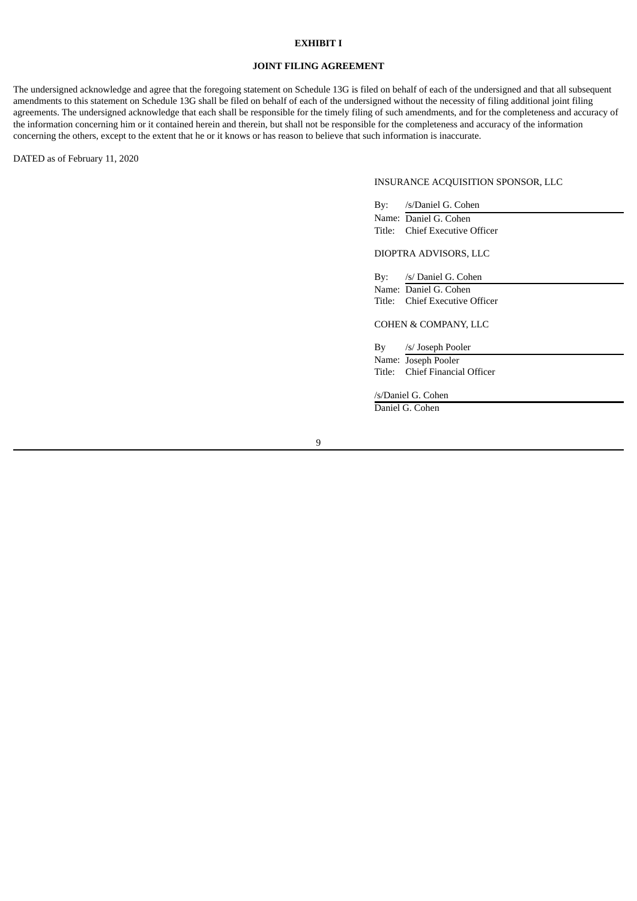**EXHIBIT I**

**JOINT FILING AGREEMENT**

The undersigned acknowledge and agree that the foregoing statement on Schedule 13G is filed on behalf of each of the undersigned and that all subsequent amendments to this statement on Schedule 13G shall be filed on behalf of each of the undersigned without the necessity of filing additional joint filing agreements. The undersigned acknowledge that each shall be responsible for the timely filing of such amendments, and for the completeness and accuracy of the information concerning him or it contained herein and therein, but shall not be responsible for the completeness and accuracy of the information concerning the others, except to the extent that he or it knows or has reason to believe that such information is inaccurate.

DATED as of February 11, 2020

INSURANCE ACQUISITION SPONSOR, LLC

By: /s/Daniel G. Cohen
Name: Daniel G. Cohen
Title: Chief Executive Officer

DIOPTRA ADVISORS, LLC

By: /s/ Daniel G. Cohen
Name: Daniel G. Cohen
Title: Chief Executive Officer

COHEN & COMPANY, LLC

By /s/ Joseph Pooler
Name: Joseph Pooler
Title: Chief Financial Officer

/s/Daniel G. Cohen
Daniel G. Cohen